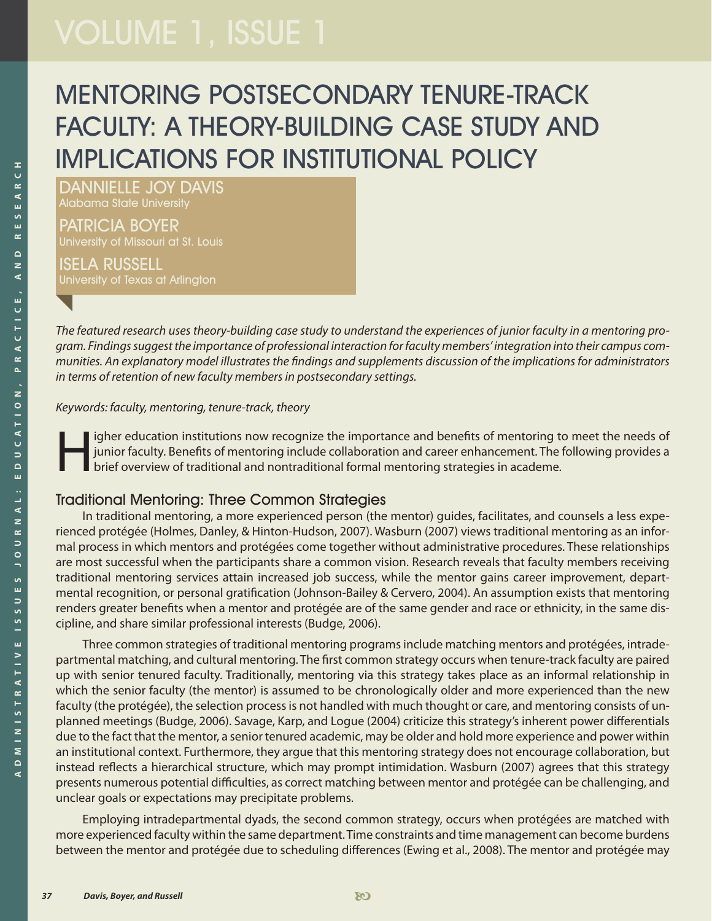# MENTORING POSTSECONDARY TENURE-TRACK FACULTY: A THEORY-BUILDING CASE STUDY AND IMPLICATIONS FOR INSTITUTIONAL POLICY

**DANNIELLE JOY DAVIS**
Alabama State University

**PATRICIA BOYER**
University of Missouri at St. Louis

**ISELA RUSSELL**
University of Texas at Arlington

*The featured research uses theory-building case study to understand the experiences of junior faculty in a mentoring program. Findings suggest the importance of professional interaction for faculty members' integration into their campus communities. An explanatory model illustrates the findings and supplements discussion of the implications for administrators in terms of retention of new faculty members in postsecondary settings.*

*Keywords: faculty, mentoring, tenure-track, theory*

Higher education institutions now recognize the importance and benefits of mentoring to meet the needs of junior faculty. Benefits of mentoring include collaboration and career enhancement. The following provides a brief overview of traditional and nontraditional formal mentoring strategies in academe.

## Traditional Mentoring: Three Common Strategies

In traditional mentoring, a more experienced person (the mentor) guides, facilitates, and counsels a less experienced protégée (Holmes, Danley, & Hinton-Hudson, 2007). Wasburn (2007) views traditional mentoring as an informal process in which mentors and protégées come together without administrative procedures. These relationships are most successful when the participants share a common vision. Research reveals that faculty members receiving traditional mentoring services attain increased job success, while the mentor gains career improvement, departmental recognition, or personal gratification (Johnson-Bailey & Cervero, 2004). An assumption exists that mentoring renders greater benefits when a mentor and protégée are of the same gender and race or ethnicity, in the same discipline, and share similar professional interests (Budge, 2006).

Three common strategies of traditional mentoring programs include matching mentors and protégées, intradepartmental matching, and cultural mentoring. The first common strategy occurs when tenure-track faculty are paired up with senior tenured faculty. Traditionally, mentoring via this strategy takes place as an informal relationship in which the senior faculty (the mentor) is assumed to be chronologically older and more experienced than the new faculty (the protégée), the selection process is not handled with much thought or care, and mentoring consists of unplanned meetings (Budge, 2006). Savage, Karp, and Logue (2004) criticize this strategy's inherent power differentials due to the fact that the mentor, a senior tenured academic, may be older and hold more experience and power within an institutional context. Furthermore, they argue that this mentoring strategy does not encourage collaboration, but instead reflects a hierarchical structure, which may prompt intimidation. Wasburn (2007) agrees that this strategy presents numerous potential difficulties, as correct matching between mentor and protégée can be challenging, and unclear goals or expectations may precipitate problems.

Employing intradepartmental dyads, the second common strategy, occurs when protégées are matched with more experienced faculty within the same department. Time constraints and time management can become burdens between the mentor and protégée due to scheduling differences (Ewing et al., 2008). The mentor and protégée may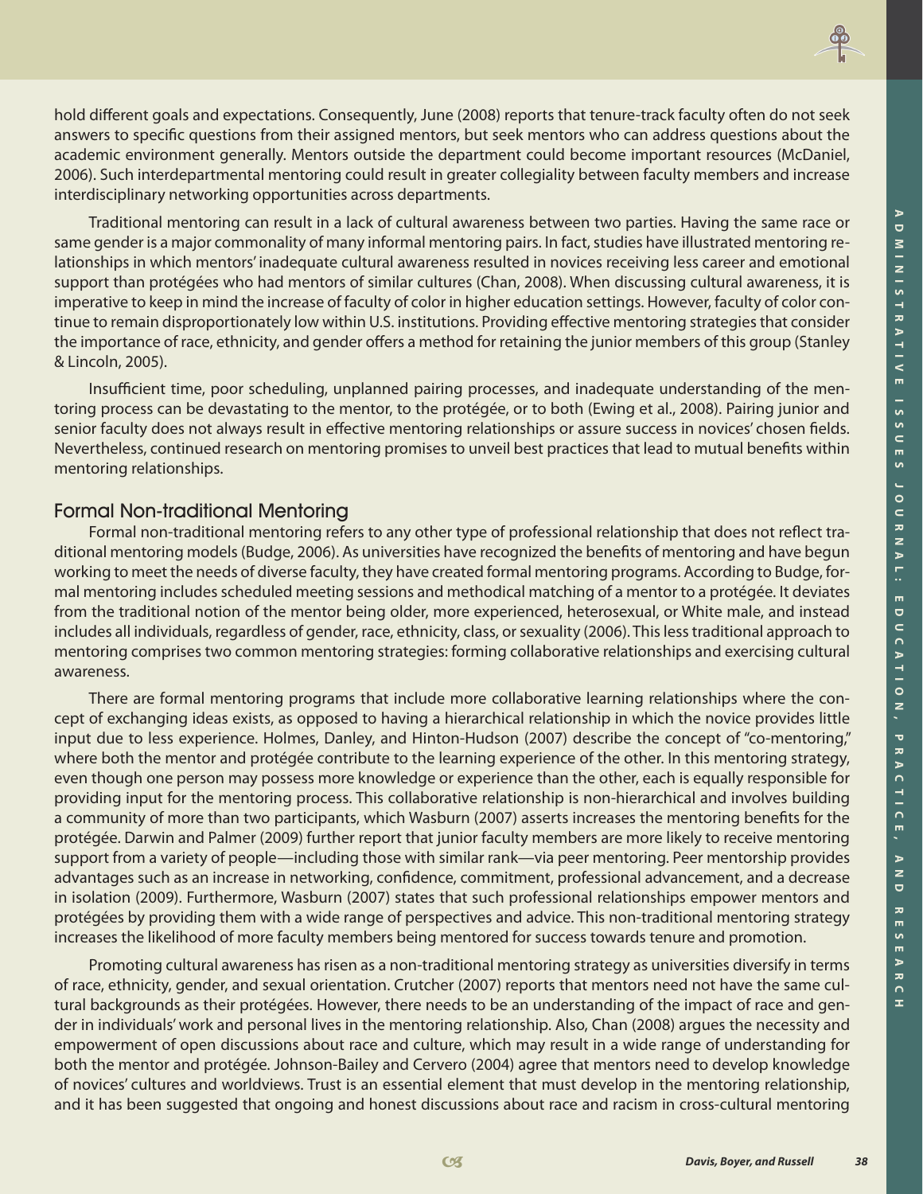hold different goals and expectations. Consequently, June (2008) reports that tenure-track faculty often do not seek answers to specific questions from their assigned mentors, but seek mentors who can address questions about the academic environment generally. Mentors outside the department could become important resources (McDaniel, 2006). Such interdepartmental mentoring could result in greater collegiality between faculty members and increase interdisciplinary networking opportunities across departments.

Traditional mentoring can result in a lack of cultural awareness between two parties. Having the same race or same gender is a major commonality of many informal mentoring pairs. In fact, studies have illustrated mentoring relationships in which mentors' inadequate cultural awareness resulted in novices receiving less career and emotional support than protégées who had mentors of similar cultures (Chan, 2008). When discussing cultural awareness, it is imperative to keep in mind the increase of faculty of color in higher education settings. However, faculty of color continue to remain disproportionately low within U.S. institutions. Providing effective mentoring strategies that consider the importance of race, ethnicity, and gender offers a method for retaining the junior members of this group (Stanley & Lincoln, 2005).

Insufficient time, poor scheduling, unplanned pairing processes, and inadequate understanding of the mentoring process can be devastating to the mentor, to the protégée, or to both (Ewing et al., 2008). Pairing junior and senior faculty does not always result in effective mentoring relationships or assure success in novices' chosen fields. Nevertheless, continued research on mentoring promises to unveil best practices that lead to mutual benefits within mentoring relationships.

## Formal Non-traditional Mentoring

Formal non-traditional mentoring refers to any other type of professional relationship that does not reflect traditional mentoring models (Budge, 2006). As universities have recognized the benefits of mentoring and have begun working to meet the needs of diverse faculty, they have created formal mentoring programs. According to Budge, formal mentoring includes scheduled meeting sessions and methodical matching of a mentor to a protégée. It deviates from the traditional notion of the mentor being older, more experienced, heterosexual, or White male, and instead includes all individuals, regardless of gender, race, ethnicity, class, or sexuality (2006). This less traditional approach to mentoring comprises two common mentoring strategies: forming collaborative relationships and exercising cultural awareness.

There are formal mentoring programs that include more collaborative learning relationships where the concept of exchanging ideas exists, as opposed to having a hierarchical relationship in which the novice provides little input due to less experience. Holmes, Danley, and Hinton-Hudson (2007) describe the concept of "co-mentoring," where both the mentor and protégée contribute to the learning experience of the other. In this mentoring strategy, even though one person may possess more knowledge or experience than the other, each is equally responsible for providing input for the mentoring process. This collaborative relationship is non-hierarchical and involves building a community of more than two participants, which Wasburn (2007) asserts increases the mentoring benefits for the protégée. Darwin and Palmer (2009) further report that junior faculty members are more likely to receive mentoring support from a variety of people—including those with similar rank—via peer mentoring. Peer mentorship provides advantages such as an increase in networking, confidence, commitment, professional advancement, and a decrease in isolation (2009). Furthermore, Wasburn (2007) states that such professional relationships empower mentors and protégées by providing them with a wide range of perspectives and advice. This non-traditional mentoring strategy increases the likelihood of more faculty members being mentored for success towards tenure and promotion.

Promoting cultural awareness has risen as a non-traditional mentoring strategy as universities diversify in terms of race, ethnicity, gender, and sexual orientation. Crutcher (2007) reports that mentors need not have the same cultural backgrounds as their protégées. However, there needs to be an understanding of the impact of race and gender in individuals' work and personal lives in the mentoring relationship. Also, Chan (2008) argues the necessity and empowerment of open discussions about race and culture, which may result in a wide range of understanding for both the mentor and protégée. Johnson-Bailey and Cervero (2004) agree that mentors need to develop knowledge of novices' cultures and worldviews. Trust is an essential element that must develop in the mentoring relationship, and it has been suggested that ongoing and honest discussions about race and racism in cross-cultural mentoring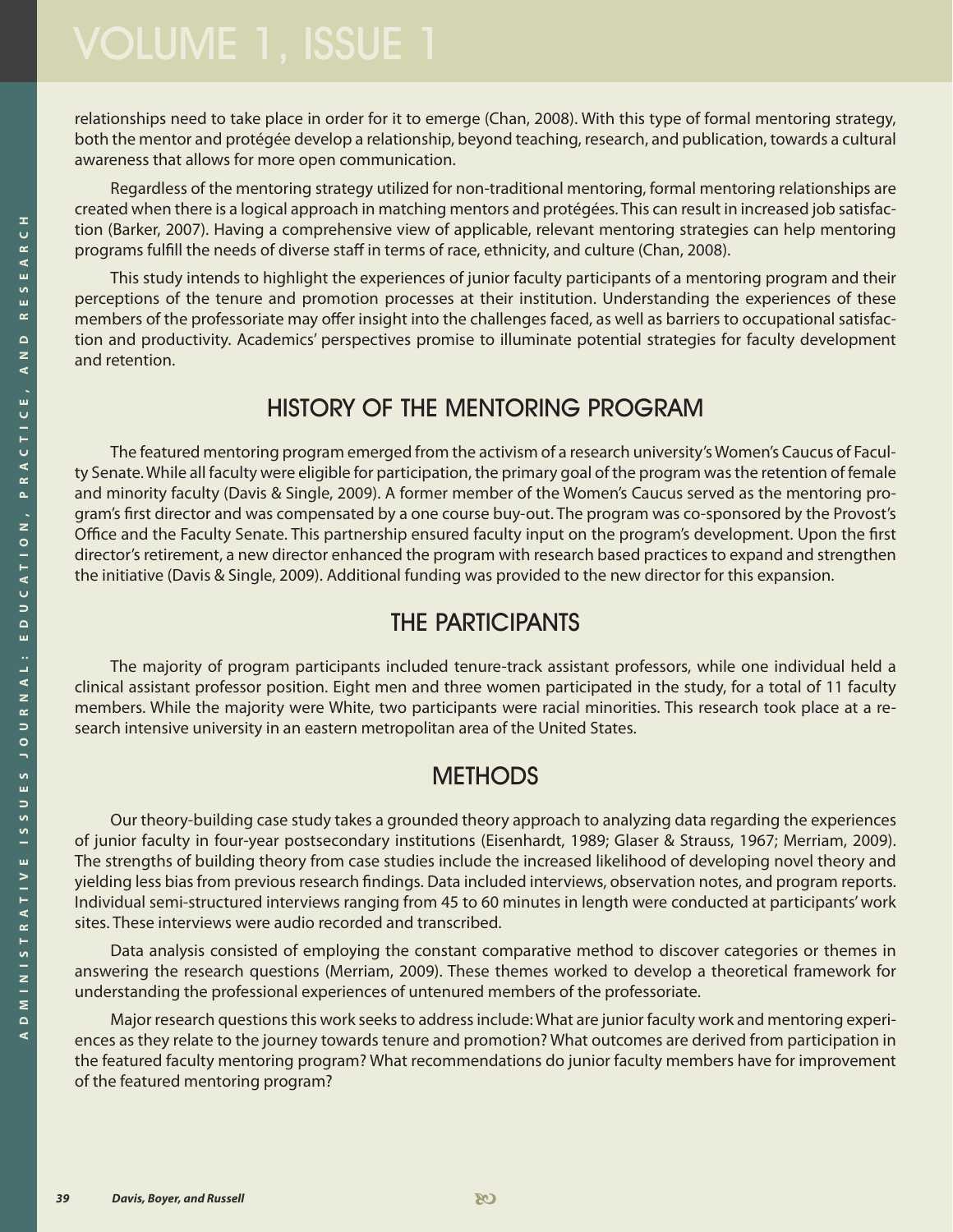relationships need to take place in order for it to emerge (Chan, 2008). With this type of formal mentoring strategy, both the mentor and protégée develop a relationship, beyond teaching, research, and publication, towards a cultural awareness that allows for more open communication.

Regardless of the mentoring strategy utilized for non-traditional mentoring, formal mentoring relationships are created when there is a logical approach in matching mentors and protégées. This can result in increased job satisfaction (Barker, 2007). Having a comprehensive view of applicable, relevant mentoring strategies can help mentoring programs fulfill the needs of diverse staff in terms of race, ethnicity, and culture (Chan, 2008).

This study intends to highlight the experiences of junior faculty participants of a mentoring program and their perceptions of the tenure and promotion processes at their institution. Understanding the experiences of these members of the professoriate may offer insight into the challenges faced, as well as barriers to occupational satisfaction and productivity. Academics' perspectives promise to illuminate potential strategies for faculty development and retention.

## HISTORY OF THE MENTORING PROGRAM

The featured mentoring program emerged from the activism of a research university's Women's Caucus of Faculty Senate. While all faculty were eligible for participation, the primary goal of the program was the retention of female and minority faculty (Davis & Single, 2009). A former member of the Women's Caucus served as the mentoring program's first director and was compensated by a one course buy-out. The program was co-sponsored by the Provost's Office and the Faculty Senate. This partnership ensured faculty input on the program's development. Upon the first director's retirement, a new director enhanced the program with research based practices to expand and strengthen the initiative (Davis & Single, 2009). Additional funding was provided to the new director for this expansion.

## THE PARTICIPANTS

The majority of program participants included tenure-track assistant professors, while one individual held a clinical assistant professor position. Eight men and three women participated in the study, for a total of 11 faculty members. While the majority were White, two participants were racial minorities. This research took place at a research intensive university in an eastern metropolitan area of the United States.

## METHODS

Our theory-building case study takes a grounded theory approach to analyzing data regarding the experiences of junior faculty in four-year postsecondary institutions (Eisenhardt, 1989; Glaser & Strauss, 1967; Merriam, 2009). The strengths of building theory from case studies include the increased likelihood of developing novel theory and yielding less bias from previous research findings. Data included interviews, observation notes, and program reports. Individual semi-structured interviews ranging from 45 to 60 minutes in length were conducted at participants' work sites. These interviews were audio recorded and transcribed.

Data analysis consisted of employing the constant comparative method to discover categories or themes in answering the research questions (Merriam, 2009). These themes worked to develop a theoretical framework for understanding the professional experiences of untenured members of the professoriate.

Major research questions this work seeks to address include: What are junior faculty work and mentoring experiences as they relate to the journey towards tenure and promotion? What outcomes are derived from participation in the featured faculty mentoring program? What recommendations do junior faculty members have for improvement of the featured mentoring program?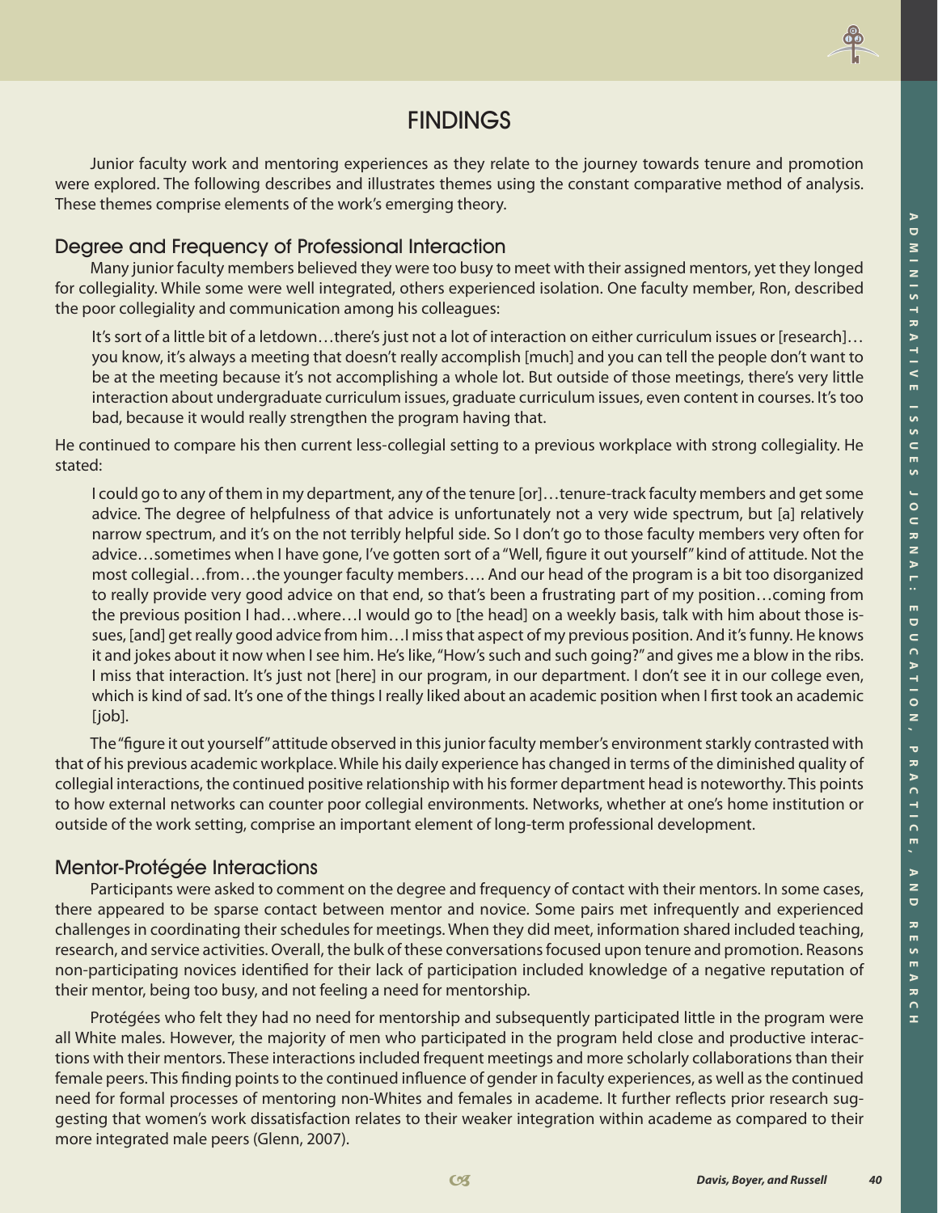# FINDINGS

Junior faculty work and mentoring experiences as they relate to the journey towards tenure and promotion were explored. The following describes and illustrates themes using the constant comparative method of analysis. These themes comprise elements of the work's emerging theory.

## Degree and Frequency of Professional Interaction

Many junior faculty members believed they were too busy to meet with their assigned mentors, yet they longed for collegiality. While some were well integrated, others experienced isolation. One faculty member, Ron, described the poor collegiality and communication among his colleagues:

> It's sort of a little bit of a letdown…there's just not a lot of interaction on either curriculum issues or [research]…you know, it's always a meeting that doesn't really accomplish [much] and you can tell the people don't want to be at the meeting because it's not accomplishing a whole lot. But outside of those meetings, there's very little interaction about undergraduate curriculum issues, graduate curriculum issues, even content in courses. It's too bad, because it would really strengthen the program having that.

He continued to compare his then current less-collegial setting to a previous workplace with strong collegiality. He stated:

> I could go to any of them in my department, any of the tenure [or]…tenure-track faculty members and get some advice. The degree of helpfulness of that advice is unfortunately not a very wide spectrum, but [a] relatively narrow spectrum, and it's on the not terribly helpful side. So I don't go to those faculty members very often for advice…sometimes when I have gone, I've gotten sort of a "Well, figure it out yourself" kind of attitude. Not the most collegial…from…the younger faculty members…. And our head of the program is a bit too disorganized to really provide very good advice on that end, so that's been a frustrating part of my position…coming from the previous position I had…where…I would go to [the head] on a weekly basis, talk with him about those issues, [and] get really good advice from him…I miss that aspect of my previous position. And it's funny. He knows it and jokes about it now when I see him. He's like, "How's such and such going?" and gives me a blow in the ribs. I miss that interaction. It's just not [here] in our program, in our department. I don't see it in our college even, which is kind of sad. It's one of the things I really liked about an academic position when I first took an academic [job].

The "figure it out yourself" attitude observed in this junior faculty member's environment starkly contrasted with that of his previous academic workplace. While his daily experience has changed in terms of the diminished quality of collegial interactions, the continued positive relationship with his former department head is noteworthy. This points to how external networks can counter poor collegial environments. Networks, whether at one's home institution or outside of the work setting, comprise an important element of long-term professional development.

## Mentor-Protégée Interactions

Participants were asked to comment on the degree and frequency of contact with their mentors. In some cases, there appeared to be sparse contact between mentor and novice. Some pairs met infrequently and experienced challenges in coordinating their schedules for meetings. When they did meet, information shared included teaching, research, and service activities. Overall, the bulk of these conversations focused upon tenure and promotion. Reasons non-participating novices identified for their lack of participation included knowledge of a negative reputation of their mentor, being too busy, and not feeling a need for mentorship.

Protégées who felt they had no need for mentorship and subsequently participated little in the program were all White males. However, the majority of men who participated in the program held close and productive interactions with their mentors. These interactions included frequent meetings and more scholarly collaborations than their female peers. This finding points to the continued influence of gender in faculty experiences, as well as the continued need for formal processes of mentoring non-Whites and females in academe. It further reflects prior research suggesting that women's work dissatisfaction relates to their weaker integration within academe as compared to their more integrated male peers (Glenn, 2007).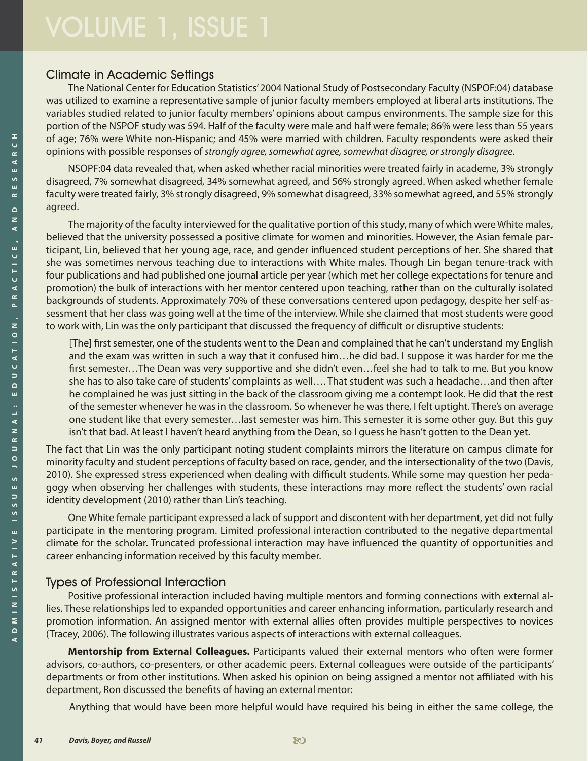## Climate in Academic Settings

The National Center for Education Statistics' 2004 National Study of Postsecondary Faculty (NSPOF:04) database was utilized to examine a representative sample of junior faculty members employed at liberal arts institutions. The variables studied related to junior faculty members' opinions about campus environments. The sample size for this portion of the NSPOF study was 594. Half of the faculty were male and half were female; 86% were less than 55 years of age; 76% were White non-Hispanic; and 45% were married with children. Faculty respondents were asked their opinions with possible responses of *strongly agree, somewhat agree, somewhat disagree, or strongly disagree*.

NSOPF:04 data revealed that, when asked whether racial minorities were treated fairly in academe, 3% strongly disagreed, 7% somewhat disagreed, 34% somewhat agreed, and 56% strongly agreed. When asked whether female faculty were treated fairly, 3% strongly disagreed, 9% somewhat disagreed, 33% somewhat agreed, and 55% strongly agreed.

The majority of the faculty interviewed for the qualitative portion of this study, many of which were White males, believed that the university possessed a positive climate for women and minorities. However, the Asian female participant, Lin, believed that her young age, race, and gender influenced student perceptions of her. She shared that she was sometimes nervous teaching due to interactions with White males. Though Lin began tenure-track with four publications and had published one journal article per year (which met her college expectations for tenure and promotion) the bulk of interactions with her mentor centered upon teaching, rather than on the culturally isolated backgrounds of students. Approximately 70% of these conversations centered upon pedagogy, despite her self-assessment that her class was going well at the time of the interview. While she claimed that most students were good to work with, Lin was the only participant that discussed the frequency of difficult or disruptive students:

> [The] first semester, one of the students went to the Dean and complained that he can't understand my English and the exam was written in such a way that it confused him…he did bad. I suppose it was harder for me the first semester…The Dean was very supportive and she didn't even…feel she had to talk to me. But you know she has to also take care of students' complaints as well…. That student was such a headache…and then after he complained he was just sitting in the back of the classroom giving me a contempt look. He did that the rest of the semester whenever he was in the classroom. So whenever he was there, I felt uptight. There's on average one student like that every semester…last semester was him. This semester it is some other guy. But this guy isn't that bad. At least I haven't heard anything from the Dean, so I guess he hasn't gotten to the Dean yet.

The fact that Lin was the only participant noting student complaints mirrors the literature on campus climate for minority faculty and student perceptions of faculty based on race, gender, and the intersectionality of the two (Davis, 2010). She expressed stress experienced when dealing with difficult students. While some may question her pedagogy when observing her challenges with students, these interactions may more reflect the students' own racial identity development (2010) rather than Lin's teaching.

One White female participant expressed a lack of support and discontent with her department, yet did not fully participate in the mentoring program. Limited professional interaction contributed to the negative departmental climate for the scholar. Truncated professional interaction may have influenced the quantity of opportunities and career enhancing information received by this faculty member.

## Types of Professional Interaction

Positive professional interaction included having multiple mentors and forming connections with external allies. These relationships led to expanded opportunities and career enhancing information, particularly research and promotion information. An assigned mentor with external allies often provides multiple perspectives to novices (Tracey, 2006). The following illustrates various aspects of interactions with external colleagues.

**Mentorship from External Colleagues.** Participants valued their external mentors who often were former advisors, co-authors, co-presenters, or other academic peers. External colleagues were outside of the participants' departments or from other institutions. When asked his opinion on being assigned a mentor not affiliated with his department, Ron discussed the benefits of having an external mentor:

> Anything that would have been more helpful would have required his being in either the same college, the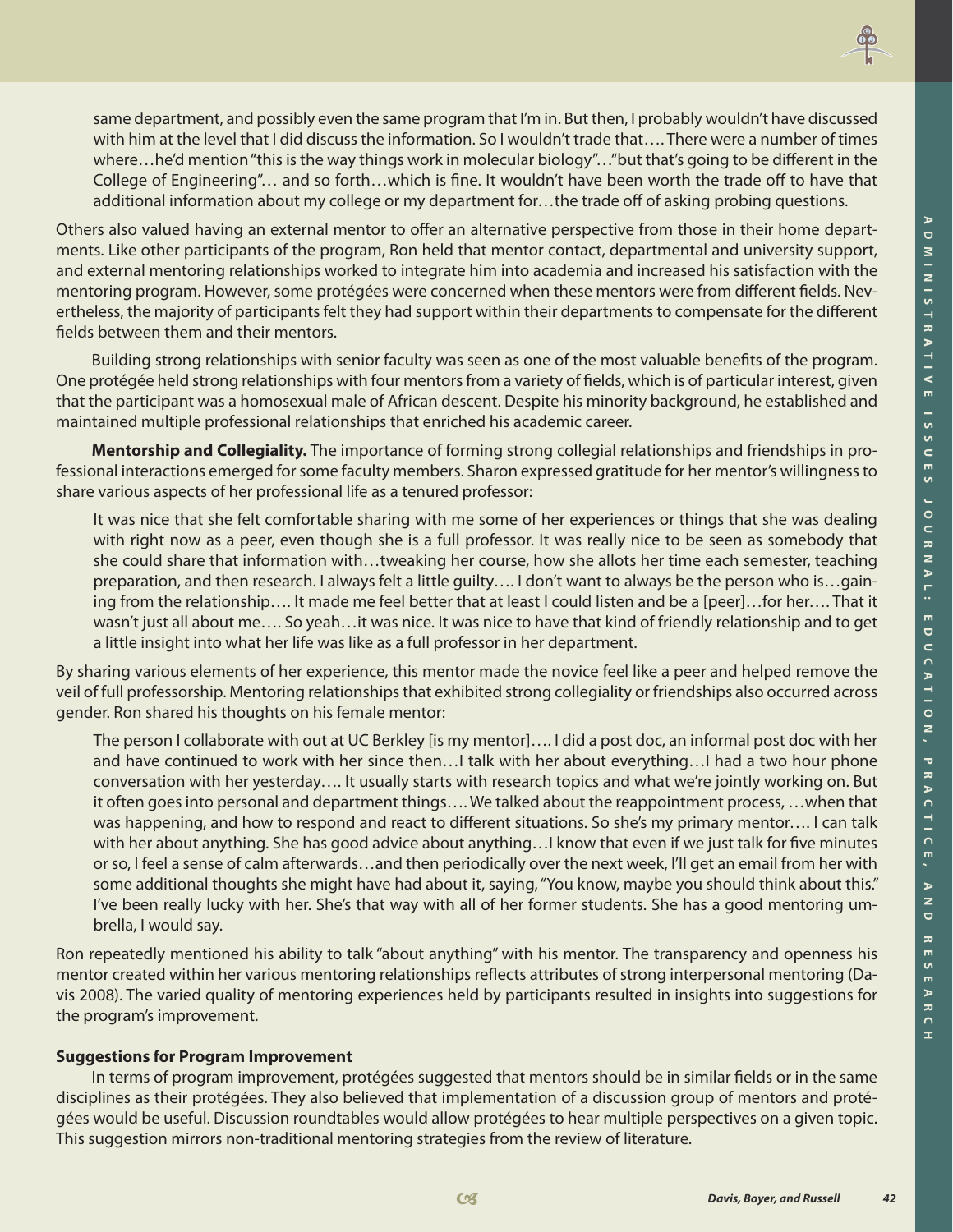> same department, and possibly even the same program that I'm in. But then, I probably wouldn't have discussed with him at the level that I did discuss the information. So I wouldn't trade that…. There were a number of times where…he'd mention "this is the way things work in molecular biology"…"but that's going to be different in the College of Engineering"… and so forth…which is fine. It wouldn't have been worth the trade off to have that additional information about my college or my department for…the trade off of asking probing questions.

Others also valued having an external mentor to offer an alternative perspective from those in their home departments. Like other participants of the program, Ron held that mentor contact, departmental and university support, and external mentoring relationships worked to integrate him into academia and increased his satisfaction with the mentoring program. However, some protégées were concerned when these mentors were from different fields. Nevertheless, the majority of participants felt they had support within their departments to compensate for the different fields between them and their mentors.

Building strong relationships with senior faculty was seen as one of the most valuable benefits of the program. One protégée held strong relationships with four mentors from a variety of fields, which is of particular interest, given that the participant was a homosexual male of African descent. Despite his minority background, he established and maintained multiple professional relationships that enriched his academic career.

**Mentorship and Collegiality.** The importance of forming strong collegial relationships and friendships in professional interactions emerged for some faculty members. Sharon expressed gratitude for her mentor's willingness to share various aspects of her professional life as a tenured professor:

> It was nice that she felt comfortable sharing with me some of her experiences or things that she was dealing with right now as a peer, even though she is a full professor. It was really nice to be seen as somebody that she could share that information with…tweaking her course, how she allots her time each semester, teaching preparation, and then research. I always felt a little guilty…. I don't want to always be the person who is…gaining from the relationship…. It made me feel better that at least I could listen and be a [peer]…for her…. That it wasn't just all about me…. So yeah…it was nice. It was nice to have that kind of friendly relationship and to get a little insight into what her life was like as a full professor in her department.

By sharing various elements of her experience, this mentor made the novice feel like a peer and helped remove the veil of full professorship. Mentoring relationships that exhibited strong collegiality or friendships also occurred across gender. Ron shared his thoughts on his female mentor:

> The person I collaborate with out at UC Berkley [is my mentor]…. I did a post doc, an informal post doc with her and have continued to work with her since then…I talk with her about everything…I had a two hour phone conversation with her yesterday…. It usually starts with research topics and what we're jointly working on. But it often goes into personal and department things…. We talked about the reappointment process, …when that was happening, and how to respond and react to different situations. So she's my primary mentor…. I can talk with her about anything. She has good advice about anything…I know that even if we just talk for five minutes or so, I feel a sense of calm afterwards…and then periodically over the next week, I'll get an email from her with some additional thoughts she might have had about it, saying, "You know, maybe you should think about this." I've been really lucky with her. She's that way with all of her former students. She has a good mentoring umbrella, I would say.

Ron repeatedly mentioned his ability to talk "about anything" with his mentor. The transparency and openness his mentor created within her various mentoring relationships reflects attributes of strong interpersonal mentoring (Davis 2008). The varied quality of mentoring experiences held by participants resulted in insights into suggestions for the program's improvement.

### Suggestions for Program Improvement

In terms of program improvement, protégées suggested that mentors should be in similar fields or in the same disciplines as their protégées. They also believed that implementation of a discussion group of mentors and protégées would be useful. Discussion roundtables would allow protégées to hear multiple perspectives on a given topic. This suggestion mirrors non-traditional mentoring strategies from the review of literature.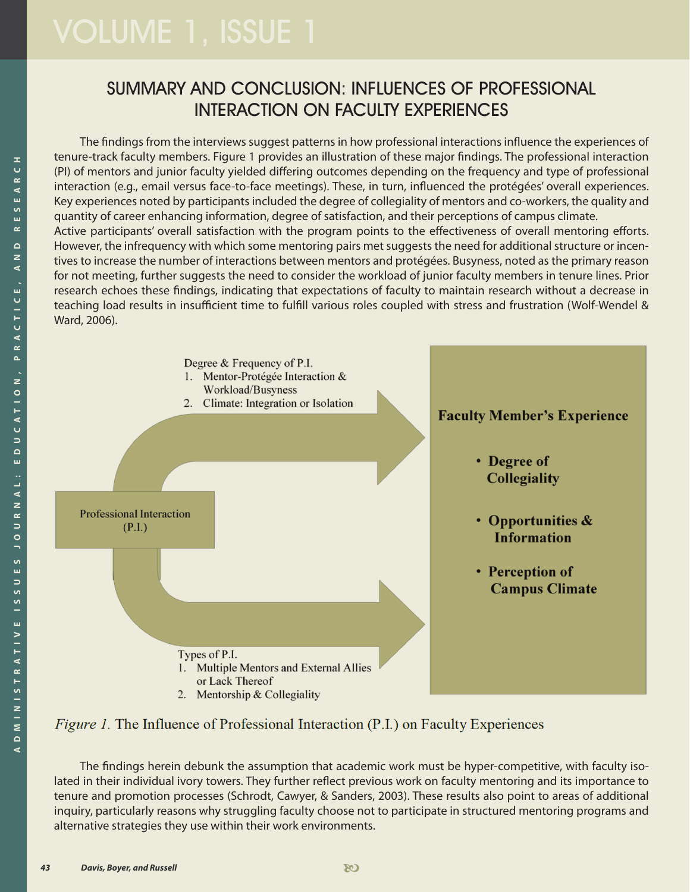## SUMMARY AND CONCLUSION: INFLUENCES OF PROFESSIONAL INTERACTION ON FACULTY EXPERIENCES

The findings from the interviews suggest patterns in how professional interactions influence the experiences of tenure-track faculty members. Figure 1 provides an illustration of these major findings. The professional interaction (PI) of mentors and junior faculty yielded differing outcomes depending on the frequency and type of professional interaction (e.g., email versus face-to-face meetings). These, in turn, influenced the protégées' overall experiences. Key experiences noted by participants included the degree of collegiality of mentors and co-workers, the quality and quantity of career enhancing information, degree of satisfaction, and their perceptions of campus climate.

Active participants' overall satisfaction with the program points to the effectiveness of overall mentoring efforts. However, the infrequency with which some mentoring pairs met suggests the need for additional structure or incentives to increase the number of interactions between mentors and protégées. Busyness, noted as the primary reason for not meeting, further suggests the need to consider the workload of junior faculty members in tenure lines. Prior research echoes these findings, indicating that expectations of faculty to maintain research without a decrease in teaching load results in insufficient time to fulfill various roles coupled with stress and frustration (Wolf-Wendel & Ward, 2006).

Professional Interaction (P.I.)

Degree & Frequency of P.I.
1. Mentor-Protégée Interaction & Workload/Busyness
2. Climate: Integration or Isolation

Types of P.I.
1. Multiple Mentors and External Allies or Lack Thereof
2. Mentorship & Collegiality

**Faculty Member's Experience**

- **Degree of Collegiality**
- **Opportunities & Information**
- **Perception of Campus Climate**

*Figure 1.* The Influence of Professional Interaction (P.I.) on Faculty Experiences

The findings herein debunk the assumption that academic work must be hyper-competitive, with faculty isolated in their individual ivory towers. They further reflect previous work on faculty mentoring and its importance to tenure and promotion processes (Schrodt, Cawyer, & Sanders, 2003). These results also point to areas of additional inquiry, particularly reasons why struggling faculty choose not to participate in structured mentoring programs and alternative strategies they use within their work environments.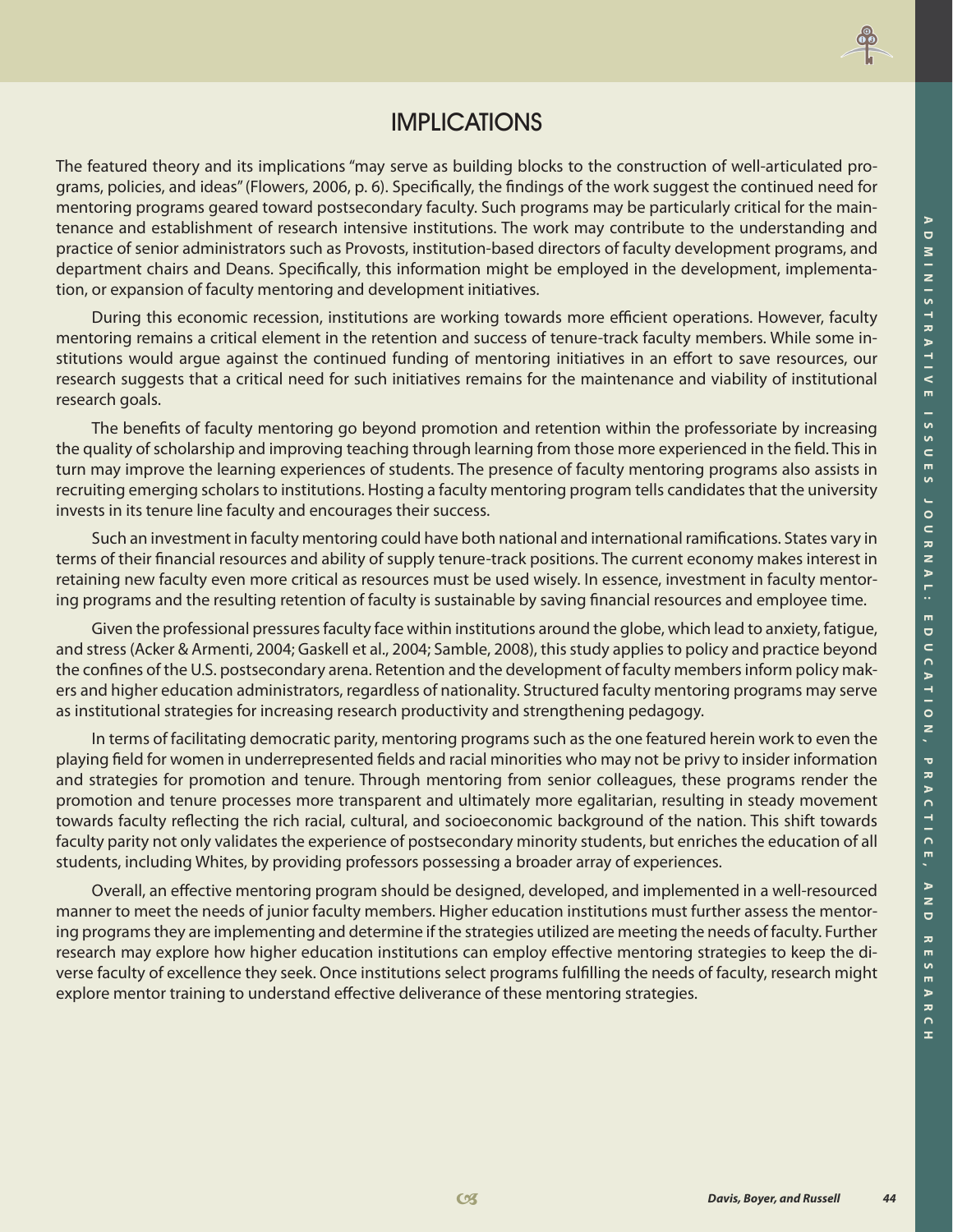# IMPLICATIONS

The featured theory and its implications "may serve as building blocks to the construction of well-articulated programs, policies, and ideas" (Flowers, 2006, p. 6). Specifically, the findings of the work suggest the continued need for mentoring programs geared toward postsecondary faculty. Such programs may be particularly critical for the maintenance and establishment of research intensive institutions. The work may contribute to the understanding and practice of senior administrators such as Provosts, institution-based directors of faculty development programs, and department chairs and Deans. Specifically, this information might be employed in the development, implementation, or expansion of faculty mentoring and development initiatives.

During this economic recession, institutions are working towards more efficient operations. However, faculty mentoring remains a critical element in the retention and success of tenure-track faculty members. While some institutions would argue against the continued funding of mentoring initiatives in an effort to save resources, our research suggests that a critical need for such initiatives remains for the maintenance and viability of institutional research goals.

The benefits of faculty mentoring go beyond promotion and retention within the professoriate by increasing the quality of scholarship and improving teaching through learning from those more experienced in the field. This in turn may improve the learning experiences of students. The presence of faculty mentoring programs also assists in recruiting emerging scholars to institutions. Hosting a faculty mentoring program tells candidates that the university invests in its tenure line faculty and encourages their success.

Such an investment in faculty mentoring could have both national and international ramifications. States vary in terms of their financial resources and ability of supply tenure-track positions. The current economy makes interest in retaining new faculty even more critical as resources must be used wisely. In essence, investment in faculty mentoring programs and the resulting retention of faculty is sustainable by saving financial resources and employee time.

Given the professional pressures faculty face within institutions around the globe, which lead to anxiety, fatigue, and stress (Acker & Armenti, 2004; Gaskell et al., 2004; Samble, 2008), this study applies to policy and practice beyond the confines of the U.S. postsecondary arena. Retention and the development of faculty members inform policy makers and higher education administrators, regardless of nationality. Structured faculty mentoring programs may serve as institutional strategies for increasing research productivity and strengthening pedagogy.

In terms of facilitating democratic parity, mentoring programs such as the one featured herein work to even the playing field for women in underrepresented fields and racial minorities who may not be privy to insider information and strategies for promotion and tenure. Through mentoring from senior colleagues, these programs render the promotion and tenure processes more transparent and ultimately more egalitarian, resulting in steady movement towards faculty reflecting the rich racial, cultural, and socioeconomic background of the nation. This shift towards faculty parity not only validates the experience of postsecondary minority students, but enriches the education of all students, including Whites, by providing professors possessing a broader array of experiences.

Overall, an effective mentoring program should be designed, developed, and implemented in a well-resourced manner to meet the needs of junior faculty members. Higher education institutions must further assess the mentoring programs they are implementing and determine if the strategies utilized are meeting the needs of faculty. Further research may explore how higher education institutions can employ effective mentoring strategies to keep the diverse faculty of excellence they seek. Once institutions select programs fulfilling the needs of faculty, research might explore mentor training to understand effective deliverance of these mentoring strategies.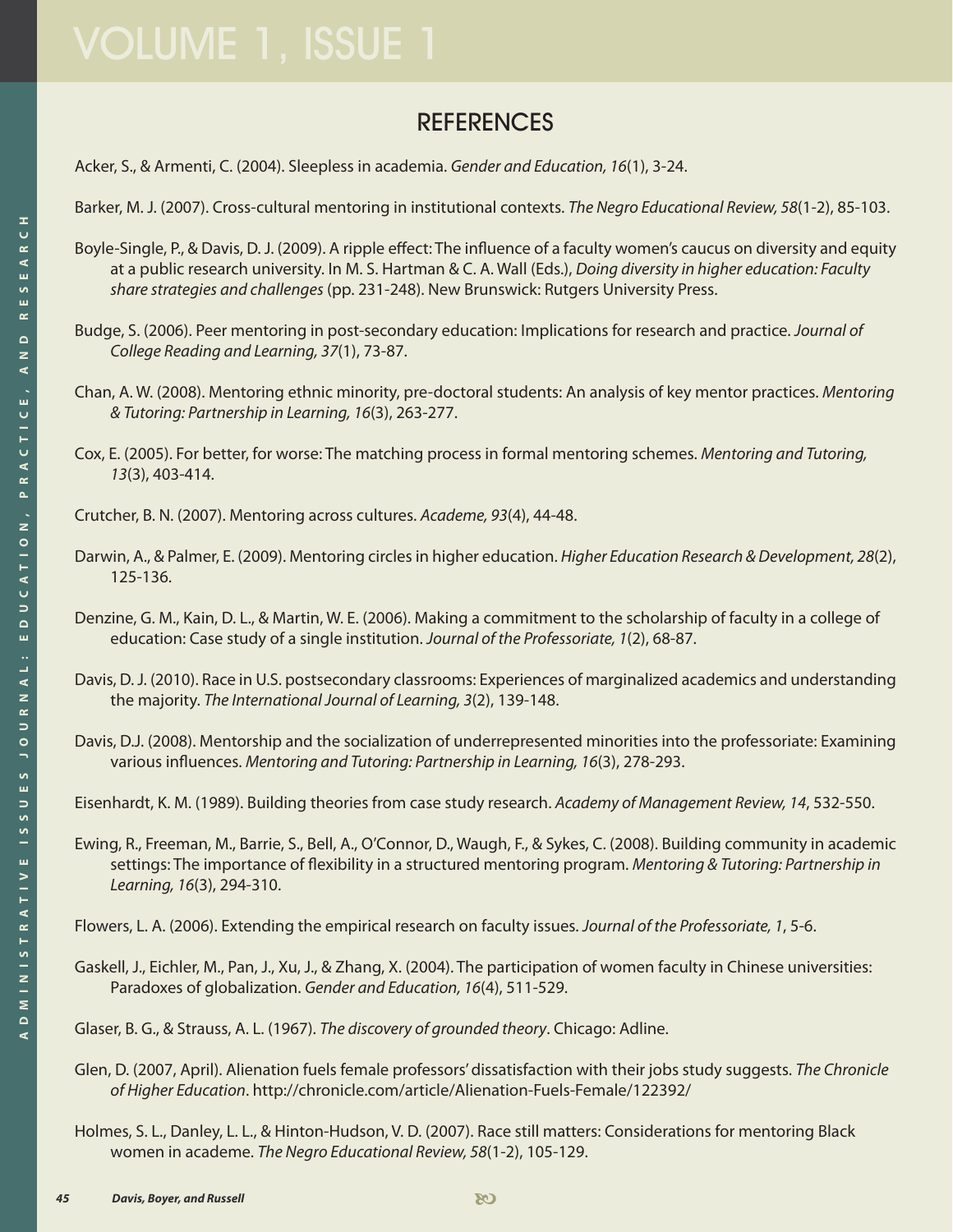## REFERENCES

Acker, S., & Armenti, C. (2004). Sleepless in academia. *Gender and Education, 16*(1), 3-24.

Barker, M. J. (2007). Cross-cultural mentoring in institutional contexts. *The Negro Educational Review, 58*(1-2), 85-103.

Boyle-Single, P., & Davis, D. J. (2009). A ripple effect: The influence of a faculty women's caucus on diversity and equity at a public research university. In M. S. Hartman & C. A. Wall (Eds.), *Doing diversity in higher education: Faculty share strategies and challenges* (pp. 231-248). New Brunswick: Rutgers University Press.

Budge, S. (2006). Peer mentoring in post-secondary education: Implications for research and practice. *Journal of College Reading and Learning, 37*(1), 73-87.

Chan, A. W. (2008). Mentoring ethnic minority, pre-doctoral students: An analysis of key mentor practices. *Mentoring & Tutoring: Partnership in Learning, 16*(3), 263-277.

Cox, E. (2005). For better, for worse: The matching process in formal mentoring schemes. *Mentoring and Tutoring, 13*(3), 403-414.

Crutcher, B. N. (2007). Mentoring across cultures. *Academe, 93*(4), 44-48.

Darwin, A., & Palmer, E. (2009). Mentoring circles in higher education. *Higher Education Research & Development, 28*(2), 125-136.

Denzine, G. M., Kain, D. L., & Martin, W. E. (2006). Making a commitment to the scholarship of faculty in a college of education: Case study of a single institution. *Journal of the Professoriate, 1*(2), 68-87.

Davis, D. J. (2010). Race in U.S. postsecondary classrooms: Experiences of marginalized academics and understanding the majority. *The International Journal of Learning, 3*(2), 139-148.

Davis, D.J. (2008). Mentorship and the socialization of underrepresented minorities into the professoriate: Examining various influences. *Mentoring and Tutoring: Partnership in Learning, 16*(3), 278-293.

Eisenhardt, K. M. (1989). Building theories from case study research. *Academy of Management Review, 14*, 532-550.

Ewing, R., Freeman, M., Barrie, S., Bell, A., O'Connor, D., Waugh, F., & Sykes, C. (2008). Building community in academic settings: The importance of flexibility in a structured mentoring program. *Mentoring & Tutoring: Partnership in Learning, 16*(3), 294-310.

Flowers, L. A. (2006). Extending the empirical research on faculty issues. *Journal of the Professoriate, 1*, 5-6.

Gaskell, J., Eichler, M., Pan, J., Xu, J., & Zhang, X. (2004). The participation of women faculty in Chinese universities: Paradoxes of globalization. *Gender and Education, 16*(4), 511-529.

Glaser, B. G., & Strauss, A. L. (1967). *The discovery of grounded theory*. Chicago: Adline.

Glen, D. (2007, April). Alienation fuels female professors' dissatisfaction with their jobs study suggests. *The Chronicle of Higher Education*. http://chronicle.com/article/Alienation-Fuels-Female/122392/

Holmes, S. L., Danley, L. L., & Hinton-Hudson, V. D. (2007). Race still matters: Considerations for mentoring Black women in academe. *The Negro Educational Review, 58*(1-2), 105-129.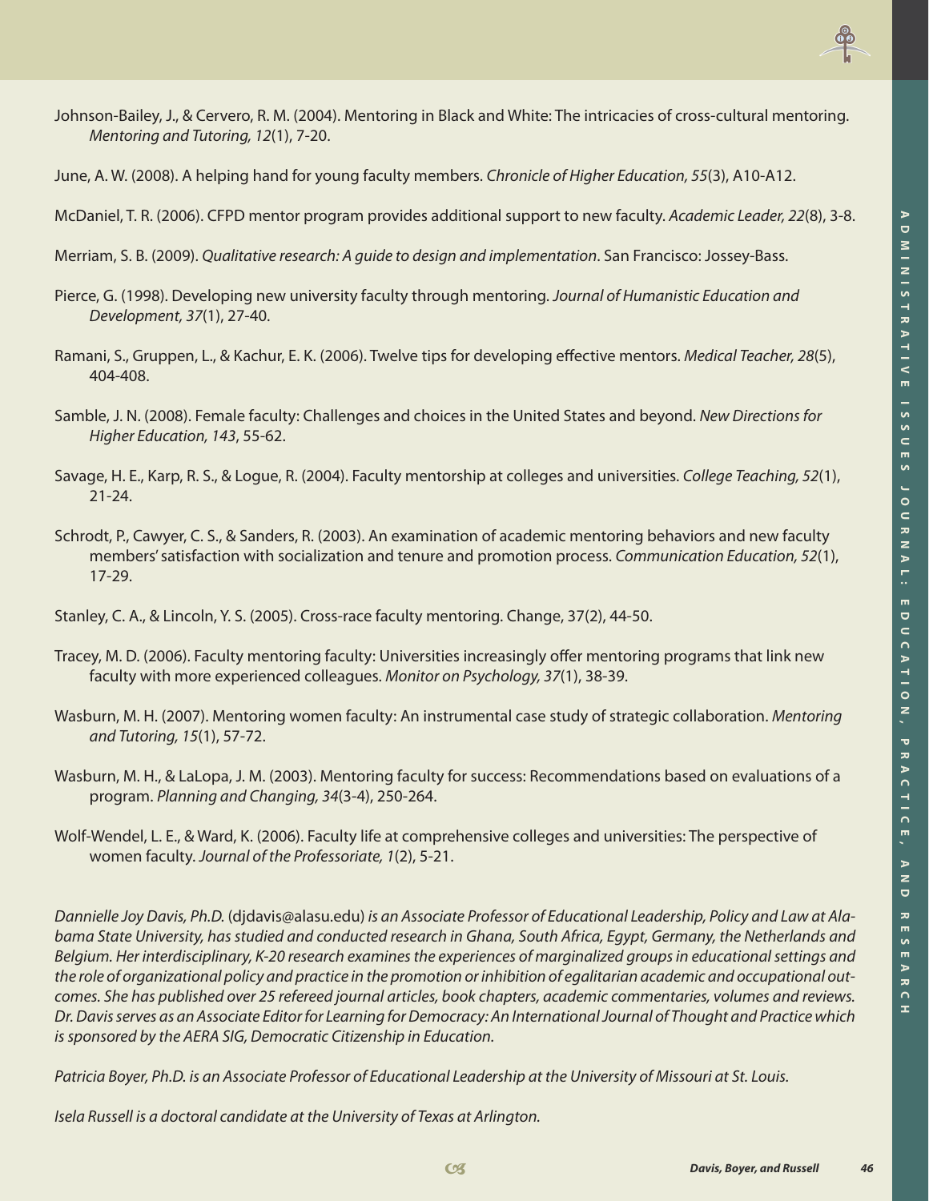Johnson-Bailey, J., & Cervero, R. M. (2004). Mentoring in Black and White: The intricacies of cross-cultural mentoring. *Mentoring and Tutoring, 12*(1), 7-20.

June, A. W. (2008). A helping hand for young faculty members. *Chronicle of Higher Education, 55*(3), A10-A12.

McDaniel, T. R. (2006). CFPD mentor program provides additional support to new faculty. *Academic Leader, 22*(8), 3-8.

Merriam, S. B. (2009). *Qualitative research: A guide to design and implementation*. San Francisco: Jossey-Bass.

Pierce, G. (1998). Developing new university faculty through mentoring. *Journal of Humanistic Education and Development, 37*(1), 27-40.

Ramani, S., Gruppen, L., & Kachur, E. K. (2006). Twelve tips for developing effective mentors. *Medical Teacher, 28*(5), 404-408.

Samble, J. N. (2008). Female faculty: Challenges and choices in the United States and beyond. *New Directions for Higher Education, 143*, 55-62.

Savage, H. E., Karp, R. S., & Logue, R. (2004). Faculty mentorship at colleges and universities. *College Teaching, 52*(1), 21-24.

Schrodt, P., Cawyer, C. S., & Sanders, R. (2003). An examination of academic mentoring behaviors and new faculty members' satisfaction with socialization and tenure and promotion process. *Communication Education, 52*(1), 17-29.

Stanley, C. A., & Lincoln, Y. S. (2005). Cross-race faculty mentoring. Change, 37(2), 44-50.

Tracey, M. D. (2006). Faculty mentoring faculty: Universities increasingly offer mentoring programs that link new faculty with more experienced colleagues. *Monitor on Psychology, 37*(1), 38-39.

Wasburn, M. H. (2007). Mentoring women faculty: An instrumental case study of strategic collaboration. *Mentoring and Tutoring, 15*(1), 57-72.

Wasburn, M. H., & LaLopa, J. M. (2003). Mentoring faculty for success: Recommendations based on evaluations of a program. *Planning and Changing, 34*(3-4), 250-264.

Wolf-Wendel, L. E., & Ward, K. (2006). Faculty life at comprehensive colleges and universities: The perspective of women faculty. *Journal of the Professoriate, 1*(2), 5-21.

*Dannielle Joy Davis, Ph.D.* (djdavis@alasu.edu) *is an Associate Professor of Educational Leadership, Policy and Law at Alabama State University, has studied and conducted research in Ghana, South Africa, Egypt, Germany, the Netherlands and Belgium. Her interdisciplinary, K-20 research examines the experiences of marginalized groups in educational settings and the role of organizational policy and practice in the promotion or inhibition of egalitarian academic and occupational outcomes. She has published over 25 refereed journal articles, book chapters, academic commentaries, volumes and reviews. Dr. Davis serves as an Associate Editor for Learning for Democracy: An International Journal of Thought and Practice which is sponsored by the AERA SIG, Democratic Citizenship in Education.*

*Patricia Boyer, Ph.D. is an Associate Professor of Educational Leadership at the University of Missouri at St. Louis.*

*Isela Russell is a doctoral candidate at the University of Texas at Arlington.*